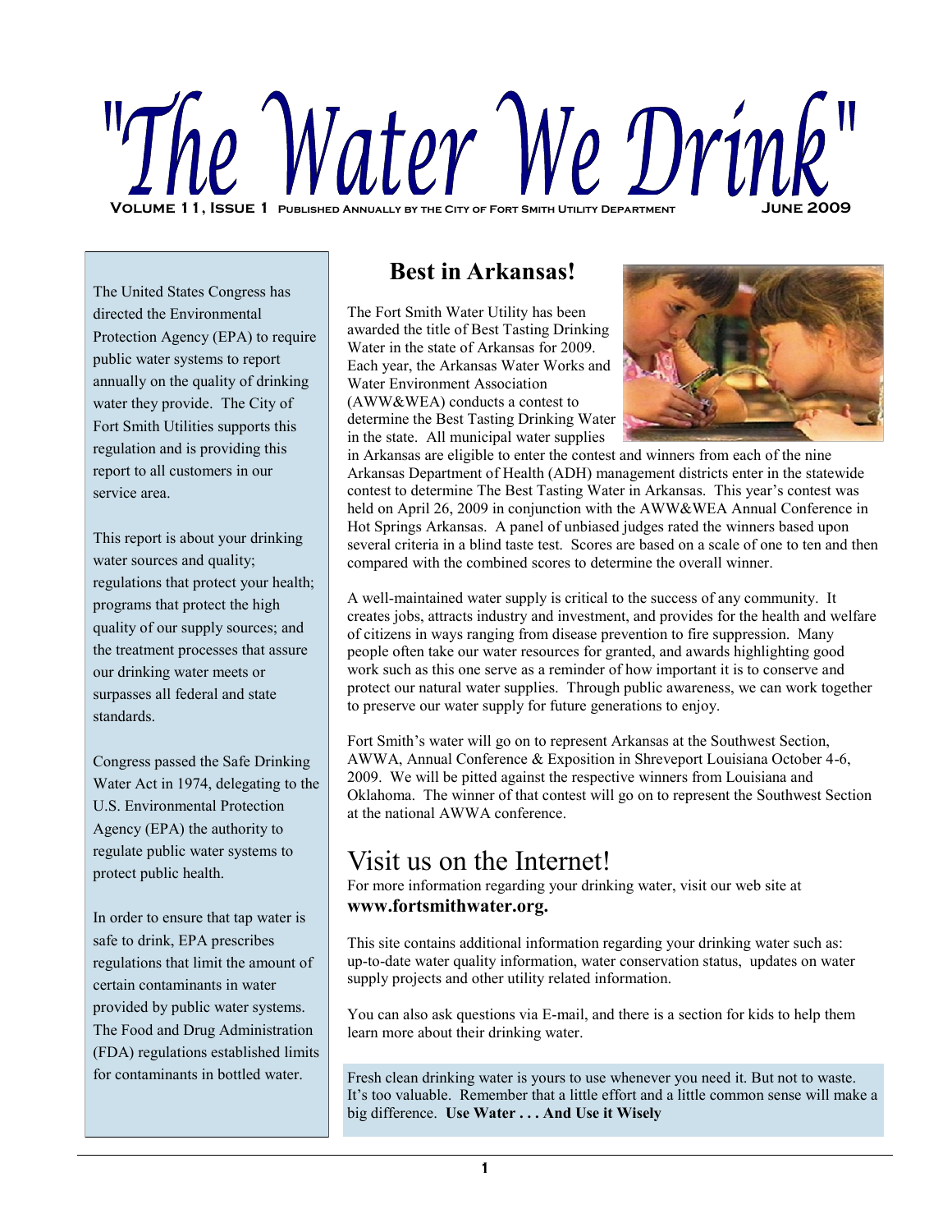# "The Water We Drink"

**Volume 11, Issue 1** Published Annually by the City of Fort Smith Utility Department **June 2009**

The United States Congress has directed the Environmental Protection Agency (EPA) to require public water systems to report annually on the quality of drinking water they provide. The City of Fort Smith Utilities supports this regulation and is providing this report to all customers in our service area.

This report is about your drinking water sources and quality; regulations that protect your health; programs that protect the high quality of our supply sources; and the treatment processes that assure our drinking water meets or surpasses all federal and state standards.

Congress passed the Safe Drinking Water Act in 1974, delegating to the U.S. Environmental Protection Agency (EPA) the authority to regulate public water systems to protect public health.

In order to ensure that tap water is safe to drink, EPA prescribes regulations that limit the amount of certain contaminants in water provided by public water systems. The Food and Drug Administration (FDA) regulations established limits for contaminants in bottled water.

## Best in Arkansas!

The Fort Smith Water Utility has been awarded the title of Best Tasting Drinking Water in the state of Arkansas for 2009. Each year, the Arkansas Water Works and Water Environment Association (AWW&WEA) conducts a contest to determine the Best Tasting Drinking Water in the state. All municipal water supplies in Arkansas are eligible to enter the contest and winners from each of the nine Arkansas Department of Health (ADH) management districts enter in the statewide contest to determine The Best Tasting Water in Arkansas. This year's contest was held on April 26, 2009 in conjunction with the AWW&WEA Annual Conference in Hot Springs Arkansas. A panel of unbiased judges rated the winners based upon several criteria in a blind taste test. Scores are based on a scale of one to ten and then compared with the combined scores to determine the overall winner.

A well-maintained water supply is critical to the success of any community. It creates jobs, attracts industry and investment, and provides for the health and welfare of citizens in ways ranging from disease prevention to fire suppression. Many people often take our water resources for granted, and awards highlighting good work such as this one serve as a reminder of how important it is to conserve and protect our natural water supplies. Through public awareness, we can work together to preserve our water supply for future generations to enjoy.

Fort Smith's water will go on to represent Arkansas at the Southwest Section, AWWA, Annual Conference & Exposition in Shreveport Louisiana October 4-6, 2009. We will be pitted against the respective winners from Louisiana and Oklahoma. The winner of that contest will go on to represent the Southwest Section at the national AWWA conference.

## Visit us on the Internet!

For more information regarding your drinking water, visit our web site at **www.fortsmithwater.org.**

This site contains additional information regarding your drinking water such as: up-to-date water quality information, water conservation status, updates on water supply projects and other utility related information.

You can also ask questions via E-mail, and there is a section for kids to help them learn more about their drinking water.

Fresh clean drinking water is yours to use whenever you need it. But not to waste. It's too valuable. Remember that a little effort and a little common sense will make a big difference. **Use Water . . . And Use it Wisely**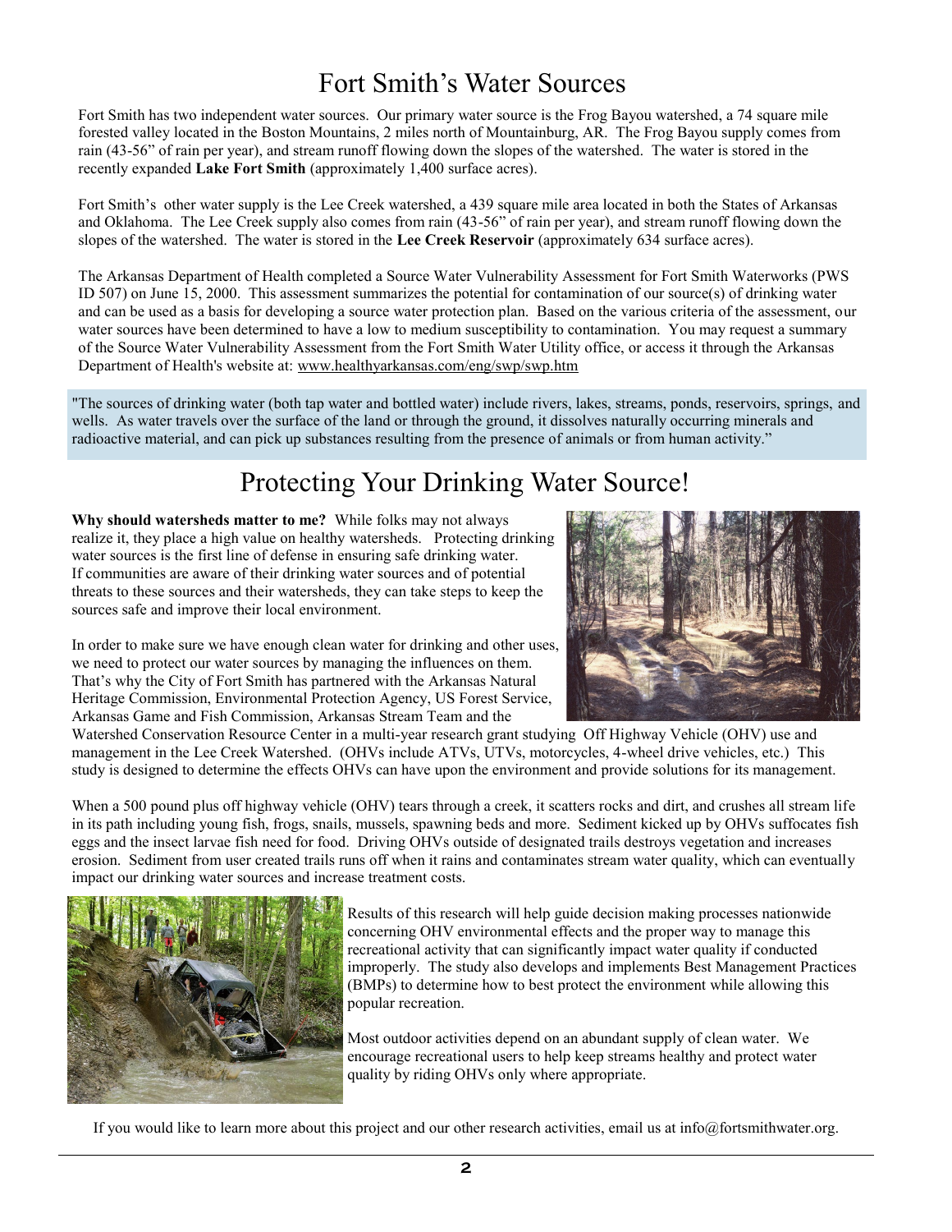# Fort Smith's Water Sources

Fort Smith has two independent water sources. Our primary water source is the Frog Bayou watershed, a 74 square mile forested valley located in the Boston Mountains, 2 miles north of Mountainburg, AR. The Frog Bayou supply comes from rain (43-56" of rain per year), and stream runoff flowing down the slopes of the watershed. The water is stored in the recently expanded **Lake Fort Smith** (approximately 1,400 surface acres).

Fort Smith's other water supply is the Lee Creek watershed, a 439 square mile area located in both the States of Arkansas and Oklahoma. The Lee Creek supply also comes from rain (43-56" of rain per year), and stream runoff flowing down the slopes of the watershed. The water is stored in the **Lee Creek Reservoir** (approximately 634 surface acres).

The Arkansas Department of Health completed a Source Water Vulnerability Assessment for Fort Smith Waterworks (PWS ID 507) on June 15, 2000. This assessment summarizes the potential for contamination of our source(s) of drinking water and can be used as a basis for developing a source water protection plan. Based on the various criteria of the assessment, our water sources have been determined to have a low to medium susceptibility to contamination. You may request a summary of the Source Water Vulnerability Assessment from the Fort Smith Water Utility office, or access it through the Arkansas Department of Health's website at: www.healthyarkansas.com/eng/swp/swp.htm

"The sources of drinking water (both tap water and bottled water) include rivers, lakes, streams, ponds, reservoirs, springs, and wells. As water travels over the surface of the land or through the ground, it dissolves naturally occurring minerals and radioactive material, and can pick up substances resulting from the presence of animals or from human activity."

# Protecting Your Drinking Water Source!

**Why should watersheds matter to me?** While folks may not always realize it, they place a high value on healthy watersheds. Protecting drinking water sources is the first line of defense in ensuring safe drinking water. If communities are aware of their drinking water sources and of potential threats to these sources and their watersheds, they can take steps to keep the sources safe and improve their local environment.

In order to make sure we have enough clean water for drinking and other uses, we need to protect our water sources by managing the influences on them. That's why the City of Fort Smith has partnered with the Arkansas Natural Heritage Commission, Environmental Protection Agency, US Forest Service, Arkansas Game and Fish Commission, Arkansas Stream Team and the Watershed Conservation Resource Center in a multi-year research grant studying Off Highway Vehicle (OHV) use and management in the Lee Creek Watershed. (OHVs include ATVs, UTVs, motorcycles, 4-wheel drive vehicles, etc.) This study is designed to determine the effects OHVs can have upon the environment and provide solutions for its management.

When a 500 pound plus off highway vehicle (OHV) tears through a creek, it scatters rocks and dirt, and crushes all stream life in its path including young fish, frogs, snails, mussels, spawning beds and more. Sediment kicked up by OHVs suffocates fish eggs and the insect larvae fish need for food. Driving OHVs outside of designated trails destroys vegetation and increases erosion. Sediment from user created trails runs off when it rains and contaminates stream water quality, which can eventually impact our drinking water sources and increase treatment costs.

Results of this research will help guide decision making processes nationwide concerning OHV environmental effects and the proper way to manage this recreational activity that can significantly impact water quality if conducted improperly. The study also develops and implements Best Management Practices (BMPs) to determine how to best protect the environment while allowing this popular recreation.

Most outdoor activities depend on an abundant supply of clean water. We encourage recreational users to help keep streams healthy and protect water quality by riding OHVs only where appropriate.

If you would like to learn more about this project and our other research activities, email us at info@fortsmithwater.org.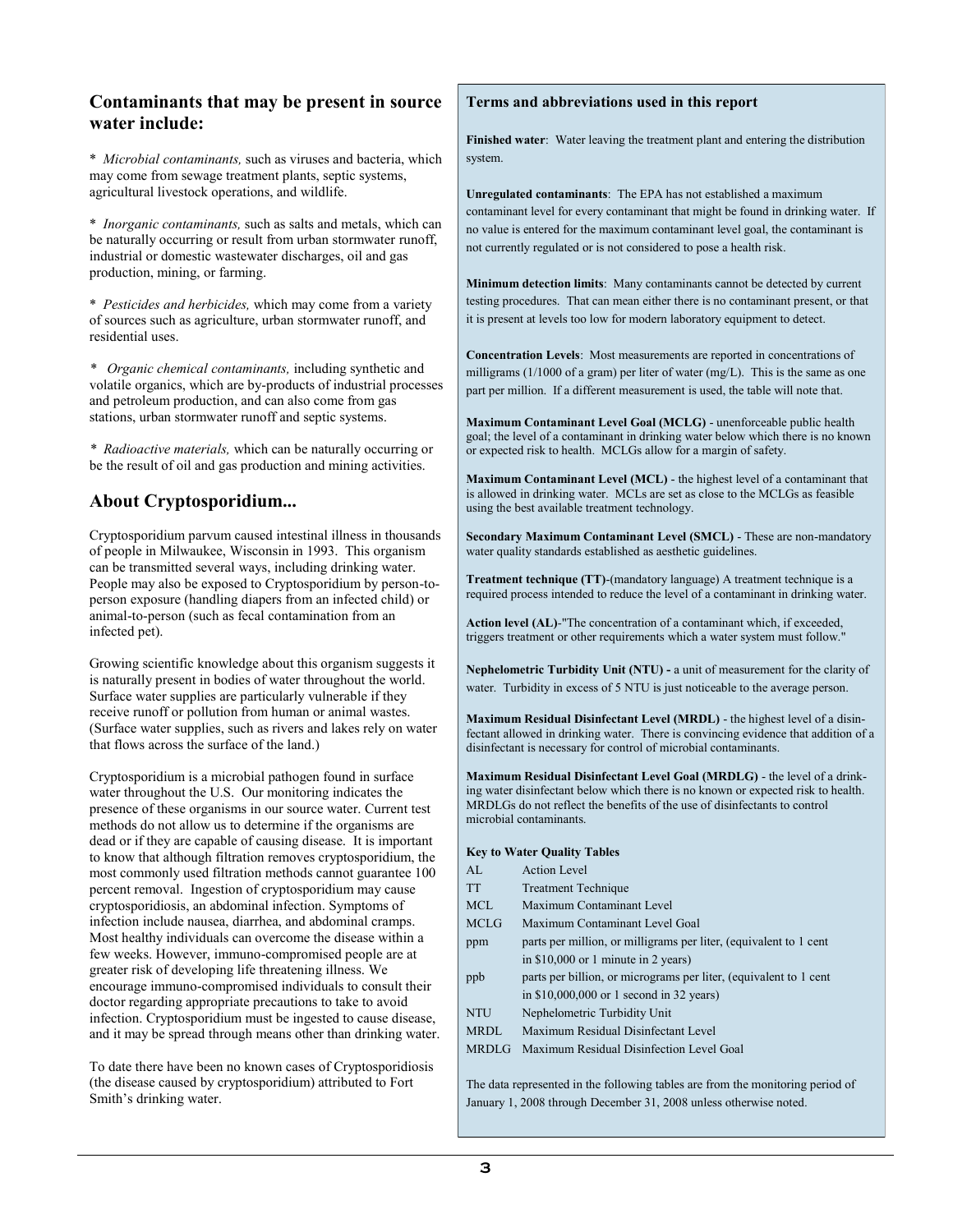## Contaminants that may be present in source water include:

* *Microbial contaminants,* such as viruses and bacteria, which may come from sewage treatment plants, septic systems, agricultural livestock operations, and wildlife.

* *Inorganic contaminants,* such as salts and metals, which can be naturally occurring or result from urban stormwater runoff, industrial or domestic wastewater discharges, oil and gas production, mining, or farming.

* *Pesticides and herbicides,* which may come from a variety of sources such as agriculture, urban stormwater runoff, and residential uses.

* *Organic chemical contaminants,* including synthetic and volatile organics, which are by-products of industrial processes and petroleum production, and can also come from gas stations, urban stormwater runoff and septic systems.

* *Radioactive materials,* which can be naturally occurring or be the result of oil and gas production and mining activities.

## About Cryptosporidium...

Cryptosporidium parvum caused intestinal illness in thousands of people in Milwaukee, Wisconsin in 1993. This organism can be transmitted several ways, including drinking water. People may also be exposed to Cryptosporidium by person-to-person exposure (handling diapers from an infected child) or animal-to-person (such as fecal contamination from an infected pet).

Growing scientific knowledge about this organism suggests it is naturally present in bodies of water throughout the world. Surface water supplies are particularly vulnerable if they receive runoff or pollution from human or animal wastes. (Surface water supplies, such as rivers and lakes rely on water that flows across the surface of the land.)

Cryptosporidium is a microbial pathogen found in surface water throughout the U.S. Our monitoring indicates the presence of these organisms in our source water. Current test methods do not allow us to determine if the organisms are dead or if they are capable of causing disease. It is important to know that although filtration removes cryptosporidium, the most commonly used filtration methods cannot guarantee 100 percent removal. Ingestion of cryptosporidium may cause cryptosporidiosis, an abdominal infection. Symptoms of infection include nausea, diarrhea, and abdominal cramps. Most healthy individuals can overcome the disease within a few weeks. However, immuno-compromised people are at greater risk of developing life threatening illness. We encourage immuno-compromised individuals to consult their doctor regarding appropriate precautions to take to avoid infection. Cryptosporidium must be ingested to cause disease, and it may be spread through means other than drinking water.

To date there have been no known cases of Cryptosporidiosis (the disease caused by cryptosporidium) attributed to Fort Smith's drinking water.

### Terms and abbreviations used in this report

**Finished water**: Water leaving the treatment plant and entering the distribution system.

**Unregulated contaminants**: The EPA has not established a maximum contaminant level for every contaminant that might be found in drinking water. If no value is entered for the maximum contaminant level goal, the contaminant is not currently regulated or is not considered to pose a health risk.

**Minimum detection limits**: Many contaminants cannot be detected by current testing procedures. That can mean either there is no contaminant present, or that it is present at levels too low for modern laboratory equipment to detect.

**Concentration Levels**: Most measurements are reported in concentrations of milligrams (1/1000 of a gram) per liter of water (mg/L). This is the same as one part per million. If a different measurement is used, the table will note that.

**Maximum Contaminant Level Goal (MCLG)** - unenforceable public health goal; the level of a contaminant in drinking water below which there is no known or expected risk to health. MCLGs allow for a margin of safety.

**Maximum Contaminant Level (MCL)** - the highest level of a contaminant that is allowed in drinking water. MCLs are set as close to the MCLGs as feasible using the best available treatment technology.

**Secondary Maximum Contaminant Level (SMCL)** - These are non-mandatory water quality standards established as aesthetic guidelines.

**Treatment technique (TT)**-(mandatory language) A treatment technique is a required process intended to reduce the level of a contaminant in drinking water.

**Action level (AL)**-"The concentration of a contaminant which, if exceeded, triggers treatment or other requirements which a water system must follow."

**Nephelometric Turbidity Unit (NTU) -** a unit of measurement for the clarity of water. Turbidity in excess of 5 NTU is just noticeable to the average person.

**Maximum Residual Disinfectant Level (MRDL)** - the highest level of a disinfectant allowed in drinking water. There is convincing evidence that addition of a disinfectant is necessary for control of microbial contaminants.

**Maximum Residual Disinfectant Level Goal (MRDLG)** - the level of a drinking water disinfectant below which there is no known or expected risk to health. MRDLGs do not reflect the benefits of the use of disinfectants to control microbial contaminants.

**Key to Water Quality Tables**

| | |
|---|---|
| AL | Action Level |
| TT | Treatment Technique |
| MCL | Maximum Contaminant Level |
| MCLG | Maximum Contaminant Level Goal |
| ppm | parts per million, or milligrams per liter, (equivalent to 1 cent in $10,000 or 1 minute in 2 years) |
| ppb | parts per billion, or micrograms per liter, (equivalent to 1 cent in $10,000,000 or 1 second in 32 years) |
| NTU | Nephelometric Turbidity Unit |
| MRDL | Maximum Residual Disinfectant Level |
| MRDLG | Maximum Residual Disinfection Level Goal |

The data represented in the following tables are from the monitoring period of January 1, 2008 through December 31, 2008 unless otherwise noted.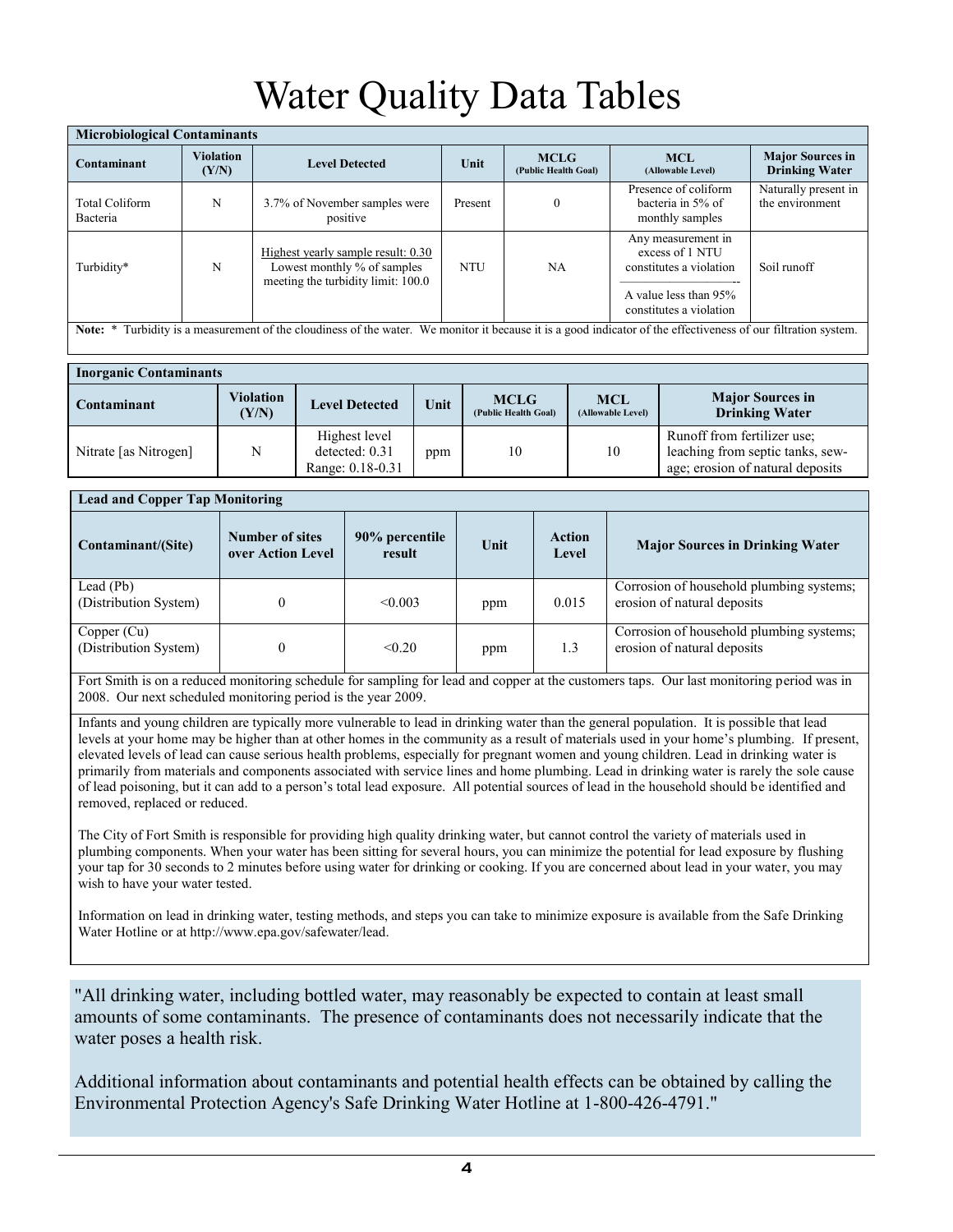# Water Quality Data Tables

| Microbiological Contaminants | | | | | | |
|---|---|---|---|---|---|---|
| **Contaminant** | **Violation (Y/N)** | **Level Detected** | **Unit** | **MCLG (Public Health Goal)** | **MCL (Allowable Level)** | **Major Sources in Drinking Water** |
| Total Coliform Bacteria | N | 3.7% of November samples were positive | Present | 0 | Presence of coliform bacteria in 5% of monthly samples | Naturally present in the environment |
| Turbidity* | N | Highest yearly sample result: 0.30<br>Lowest monthly % of samples meeting the turbidity limit: 100.0 | NTU | NA | Any measurement in excess of 1 NTU constitutes a violation<br>A value less than 95% constitutes a violation | Soil runoff |

**Note:** * Turbidity is a measurement of the cloudiness of the water. We monitor it because it is a good indicator of the effectiveness of our filtration system.

| Inorganic Contaminants | | | | | | |
|---|---|---|---|---|---|---|
| **Contaminant** | **Violation (Y/N)** | **Level Detected** | **Unit** | **MCLG (Public Health Goal)** | **MCL (Allowable Level)** | **Major Sources in Drinking Water** |
| Nitrate [as Nitrogen] | N | Highest level detected: 0.31<br>Range: 0.18-0.31 | ppm | 10 | 10 | Runoff from fertilizer use; leaching from septic tanks, sewage; erosion of natural deposits |

| Lead and Copper Tap Monitoring | | | | | |
|---|---|---|---|---|---|
| **Contaminant/(Site)** | **Number of sites over Action Level** | **90% percentile result** | **Unit** | **Action Level** | **Major Sources in Drinking Water** |
| Lead (Pb) (Distribution System) | 0 | <0.003 | ppm | 0.015 | Corrosion of household plumbing systems; erosion of natural deposits |
| Copper (Cu) (Distribution System) | 0 | <0.20 | ppm | 1.3 | Corrosion of household plumbing systems; erosion of natural deposits |

Fort Smith is on a reduced monitoring schedule for sampling for lead and copper at the customers taps. Our last monitoring period was in 2008. Our next scheduled monitoring period is the year 2009.

Infants and young children are typically more vulnerable to lead in drinking water than the general population. It is possible that lead levels at your home may be higher than at other homes in the community as a result of materials used in your home's plumbing. If present, elevated levels of lead can cause serious health problems, especially for pregnant women and young children. Lead in drinking water is primarily from materials and components associated with service lines and home plumbing. Lead in drinking water is rarely the sole cause of lead poisoning, but it can add to a person's total lead exposure. All potential sources of lead in the household should be identified and removed, replaced or reduced.

The City of Fort Smith is responsible for providing high quality drinking water, but cannot control the variety of materials used in plumbing components. When your water has been sitting for several hours, you can minimize the potential for lead exposure by flushing your tap for 30 seconds to 2 minutes before using water for drinking or cooking. If you are concerned about lead in your water, you may wish to have your water tested.

Information on lead in drinking water, testing methods, and steps you can take to minimize exposure is available from the Safe Drinking Water Hotline or at http://www.epa.gov/safewater/lead.

"All drinking water, including bottled water, may reasonably be expected to contain at least small amounts of some contaminants. The presence of contaminants does not necessarily indicate that the water poses a health risk.

Additional information about contaminants and potential health effects can be obtained by calling the Environmental Protection Agency's Safe Drinking Water Hotline at 1-800-426-4791."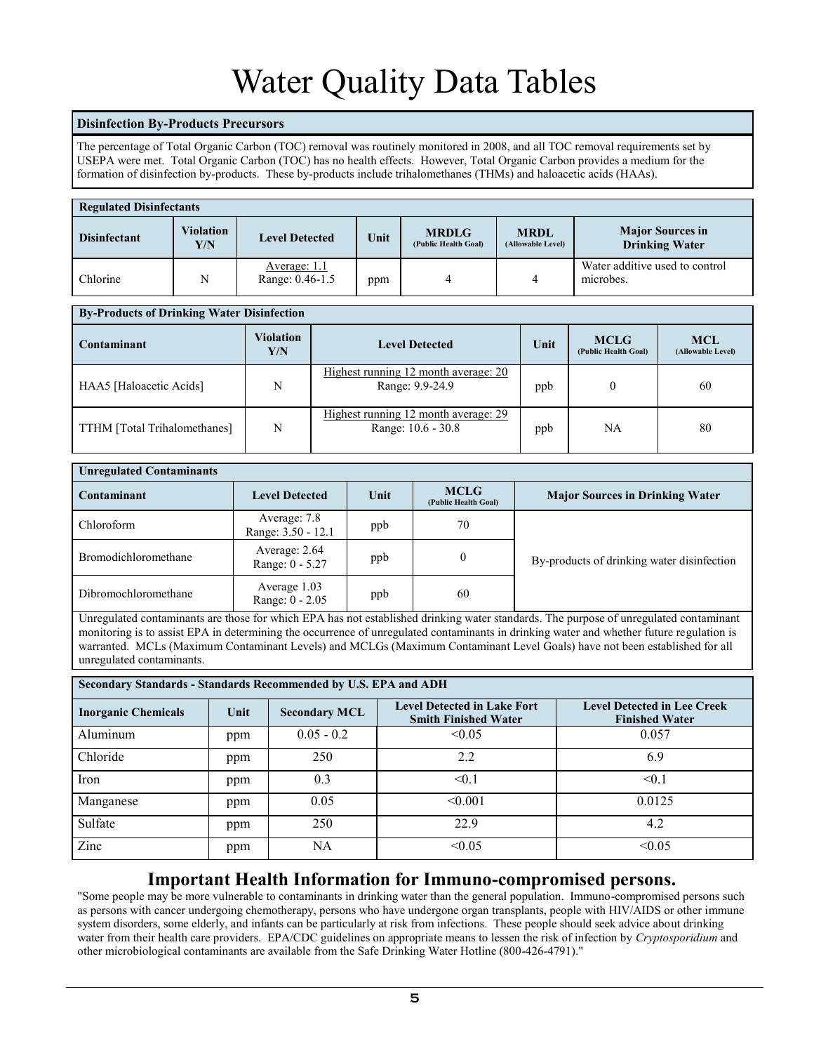# Water Quality Data Tables

### Disinfection By-Products Precursors

The percentage of Total Organic Carbon (TOC) removal was routinely monitored in 2008, and all TOC removal requirements set by USEPA were met. Total Organic Carbon (TOC) has no health effects. However, Total Organic Carbon provides a medium for the formation of disinfection by-products. These by-products include trihalomethanes (THMs) and haloacetic acids (HAAs).

### Regulated Disinfectants

| Disinfectant | Violation Y/N | Level Detected | Unit | MRDLG (Public Health Goal) | MRDL (Allowable Level) | Major Sources in Drinking Water |
|---|---|---|---|---|---|---|
| Chlorine | N | Average: 1.1 Range: 0.46-1.5 | ppm | 4 | 4 | Water additive used to control microbes. |

### By-Products of Drinking Water Disinfection

| Contaminant | Violation Y/N | Level Detected | Unit | MCLG (Public Health Goal) | MCL (Allowable Level) |
|---|---|---|---|---|---|
| HAA5 [Haloacetic Acids] | N | Highest running 12 month average: 20 Range: 9.9-24.9 | ppb | 0 | 60 |
| TTHM [Total Trihalomethanes] | N | Highest running 12 month average: 29 Range: 10.6 - 30.8 | ppb | NA | 80 |

### Unregulated Contaminants

| Contaminant | Level Detected | Unit | MCLG (Public Health Goal) | Major Sources in Drinking Water |
|---|---|---|---|---|
| Chloroform | Average: 7.8 Range: 3.50 - 12.1 | ppb | 70 | By-products of drinking water disinfection |
| Bromodichloromethane | Average: 2.64 Range: 0 - 5.27 | ppb | 0 | By-products of drinking water disinfection |
| Dibromochloromethane | Average 1.03 Range: 0 - 2.05 | ppb | 60 | By-products of drinking water disinfection |

Unregulated contaminants are those for which EPA has not established drinking water standards. The purpose of unregulated contaminant monitoring is to assist EPA in determining the occurrence of unregulated contaminants in drinking water and whether future regulation is warranted. MCLs (Maximum Contaminant Levels) and MCLGs (Maximum Contaminant Level Goals) have not been established for all unregulated contaminants.

### Secondary Standards - Standards Recommended by U.S. EPA and ADH

| Inorganic Chemicals | Unit | Secondary MCL | Level Detected in Lake Fort Smith Finished Water | Level Detected in Lee Creek Finished Water |
|---|---|---|---|---|
| Aluminum | ppm | 0.05 - 0.2 | <0.05 | 0.057 |
| Chloride | ppm | 250 | 2.2 | 6.9 |
| Iron | ppm | 0.3 | <0.1 | <0.1 |
| Manganese | ppm | 0.05 | <0.001 | 0.0125 |
| Sulfate | ppm | 250 | 22.9 | 4.2 |
| Zinc | ppm | NA | <0.05 | <0.05 |

## Important Health Information for Immuno-compromised persons.

"Some people may be more vulnerable to contaminants in drinking water than the general population. Immuno-compromised persons such as persons with cancer undergoing chemotherapy, persons who have undergone organ transplants, people with HIV/AIDS or other immune system disorders, some elderly, and infants can be particularly at risk from infections. These people should seek advice about drinking water from their health care providers. EPA/CDC guidelines on appropriate means to lessen the risk of infection by *Cryptosporidium* and other microbiological contaminants are available from the Safe Drinking Water Hotline (800-426-4791)."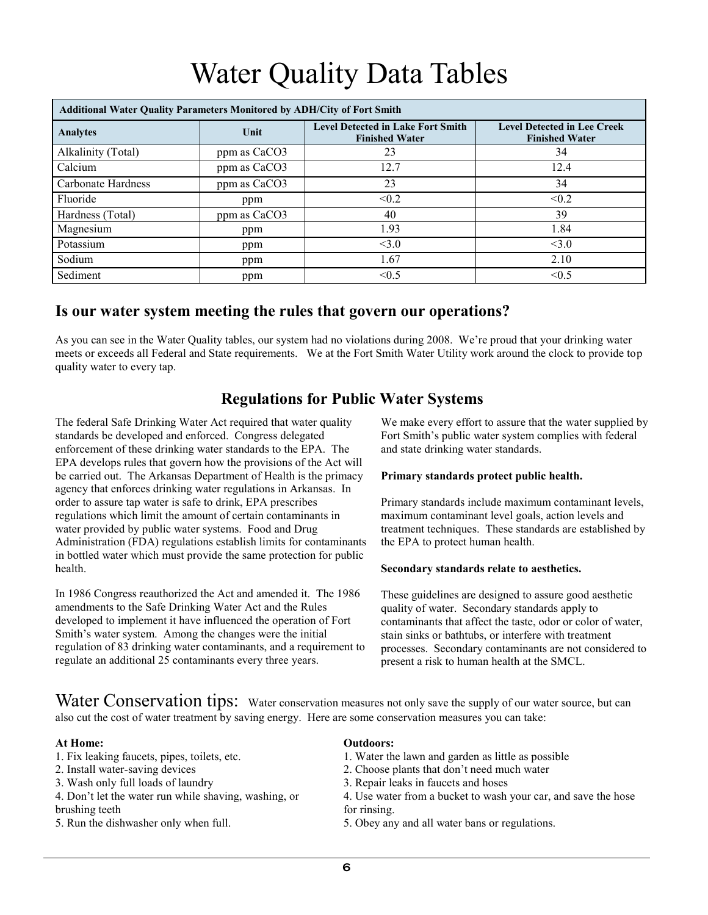# Water Quality Data Tables

| Additional Water Quality Parameters Monitored by ADH/City of Fort Smith | | | |
|---|---|---|---|
| **Analytes** | **Unit** | **Level Detected in Lake Fort Smith Finished Water** | **Level Detected in Lee Creek Finished Water** |
| Alkalinity (Total) | ppm as $CaCO_3$ | 23 | 34 |
| Calcium | ppm as $CaCO_3$ | 12.7 | 12.4 |
| Carbonate Hardness | ppm as $CaCO_3$ | 23 | 34 |
| Fluoride | ppm | <0.2 | <0.2 |
| Hardness (Total) | ppm as $CaCO_3$ | 40 | 39 |
| Magnesium | ppm | 1.93 | 1.84 |
| Potassium | ppm | <3.0 | <3.0 |
| Sodium | ppm | 1.67 | 2.10 |
| Sediment | ppm | <0.5 | <0.5 |

## Is our water system meeting the rules that govern our operations?

As you can see in the Water Quality tables, our system had no violations during 2008. We're proud that your drinking water meets or exceeds all Federal and State requirements. We at the Fort Smith Water Utility work around the clock to provide top quality water to every tap.

## Regulations for Public Water Systems

The federal Safe Drinking Water Act required that water quality standards be developed and enforced. Congress delegated enforcement of these drinking water standards to the EPA. The EPA develops rules that govern how the provisions of the Act will be carried out. The Arkansas Department of Health is the primacy agency that enforces drinking water regulations in Arkansas. In order to assure tap water is safe to drink, EPA prescribes regulations which limit the amount of certain contaminants in water provided by public water systems. Food and Drug Administration (FDA) regulations establish limits for contaminants in bottled water which must provide the same protection for public health.

In 1986 Congress reauthorized the Act and amended it. The 1986 amendments to the Safe Drinking Water Act and the Rules developed to implement it have influenced the operation of Fort Smith's water system. Among the changes were the initial regulation of 83 drinking water contaminants, and a requirement to regulate an additional 25 contaminants every three years.

We make every effort to assure that the water supplied by Fort Smith's public water system complies with federal and state drinking water standards.

**Primary standards protect public health.**

Primary standards include maximum contaminant levels, maximum contaminant level goals, action levels and treatment techniques. These standards are established by the EPA to protect human health.

**Secondary standards relate to aesthetics.**

These guidelines are designed to assure good aesthetic quality of water. Secondary standards apply to contaminants that affect the taste, odor or color of water, stain sinks or bathtubs, or interfere with treatment processes. Secondary contaminants are not considered to present a risk to human health at the SMCL.

## Water Conservation tips:

Water conservation measures not only save the supply of our water source, but can also cut the cost of water treatment by saving energy. Here are some conservation measures you can take:

**At Home:**

1. Fix leaking faucets, pipes, toilets, etc.
2. Install water-saving devices
3. Wash only full loads of laundry
4. Don't let the water run while shaving, washing, or brushing teeth
5. Run the dishwasher only when full.

**Outdoors:**

1. Water the lawn and garden as little as possible
2. Choose plants that don't need much water
3. Repair leaks in faucets and hoses
4. Use water from a bucket to wash your car, and save the hose for rinsing.
5. Obey any and all water bans or regulations.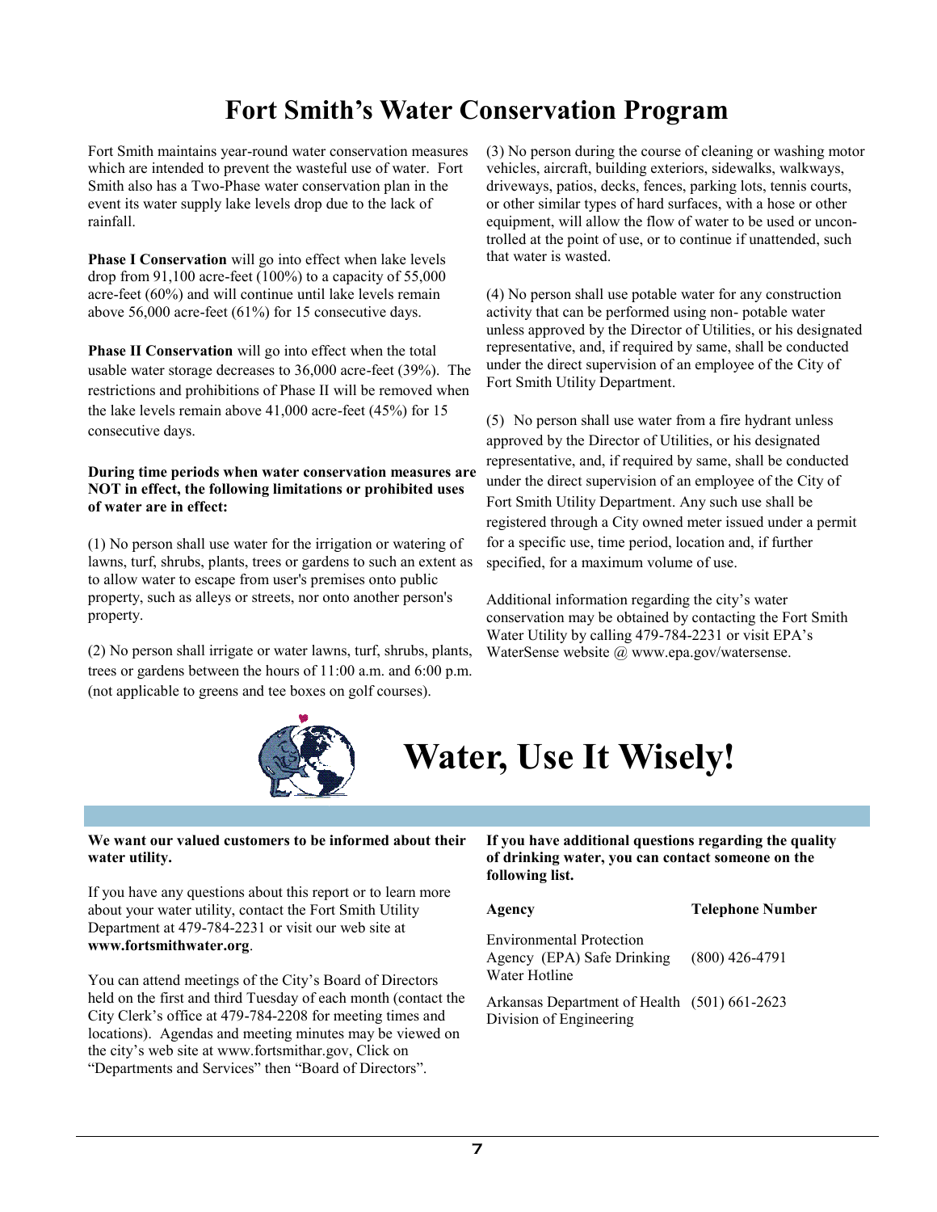# Fort Smith's Water Conservation Program

Fort Smith maintains year-round water conservation measures which are intended to prevent the wasteful use of water. Fort Smith also has a Two-Phase water conservation plan in the event its water supply lake levels drop due to the lack of rainfall.

**Phase I Conservation** will go into effect when lake levels drop from 91,100 acre-feet (100%) to a capacity of 55,000 acre-feet (60%) and will continue until lake levels remain above 56,000 acre-feet (61%) for 15 consecutive days.

**Phase II Conservation** will go into effect when the total usable water storage decreases to 36,000 acre-feet (39%). The restrictions and prohibitions of Phase II will be removed when the lake levels remain above 41,000 acre-feet (45%) for 15 consecutive days.

**During time periods when water conservation measures are NOT in effect, the following limitations or prohibited uses of water are in effect:**

(1) No person shall use water for the irrigation or watering of lawns, turf, shrubs, plants, trees or gardens to such an extent as to allow water to escape from user's premises onto public property, such as alleys or streets, nor onto another person's property.

(2) No person shall irrigate or water lawns, turf, shrubs, plants, trees or gardens between the hours of 11:00 a.m. and 6:00 p.m. (not applicable to greens and tee boxes on golf courses).

(3) No person during the course of cleaning or washing motor vehicles, aircraft, building exteriors, sidewalks, walkways, driveways, patios, decks, fences, parking lots, tennis courts, or other similar types of hard surfaces, with a hose or other equipment, will allow the flow of water to be used or uncontrolled at the point of use, or to continue if unattended, such that water is wasted.

(4) No person shall use potable water for any construction activity that can be performed using non- potable water unless approved by the Director of Utilities, or his designated representative, and, if required by same, shall be conducted under the direct supervision of an employee of the City of Fort Smith Utility Department.

(5) No person shall use water from a fire hydrant unless approved by the Director of Utilities, or his designated representative, and, if required by same, shall be conducted under the direct supervision of an employee of the City of Fort Smith Utility Department. Any such use shall be registered through a City owned meter issued under a permit for a specific use, time period, location and, if further specified, for a maximum volume of use.

Additional information regarding the city's water conservation may be obtained by contacting the Fort Smith Water Utility by calling 479-784-2231 or visit EPA's WaterSense website @ www.epa.gov/watersense.

# Water, Use It Wisely!

**We want our valued customers to be informed about their water utility.**

If you have any questions about this report or to learn more about your water utility, contact the Fort Smith Utility Department at 479-784-2231 or visit our web site at **www.fortsmithwater.org**.

You can attend meetings of the City's Board of Directors held on the first and third Tuesday of each month (contact the City Clerk's office at 479-784-2208 for meeting times and locations). Agendas and meeting minutes may be viewed on the city's web site at www.fortsmithar.gov, Click on "Departments and Services" then "Board of Directors".

**If you have additional questions regarding the quality of drinking water, you can contact someone on the following list.**

| Agency | Telephone Number |
|---|---|
| Environmental Protection Agency (EPA) Safe Drinking Water Hotline | (800) 426-4791 |
| Arkansas Department of Health Division of Engineering | (501) 661-2623 |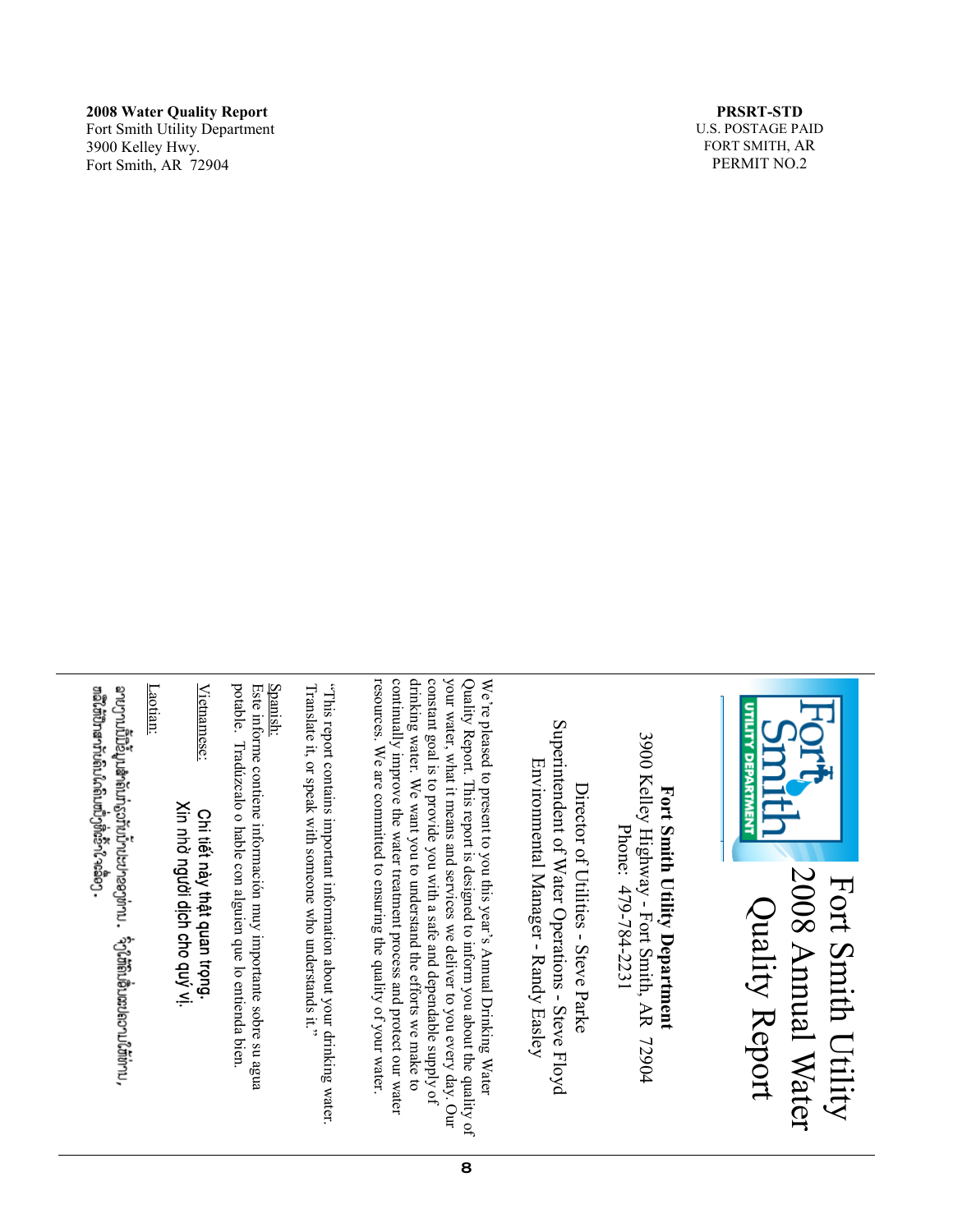**2008 Water Quality Report**
Fort Smith Utility Department
3900 Kelley Hwy.
Fort Smith, AR 72904

**PRSRT-STD**
U.S. POSTAGE PAID
FORT SMITH, AR
PERMIT NO.2

# Fort Smith Utility 2008 Annual Water Quality Report

**Fort Smith Utility Department**
3900 Kelley Highway - Fort Smith, AR 72904
Phone: 479-784-2231

Director of Utilities - Steve Parke
Superintendent of Water Operations - Steve Floyd
Environmental Manager - Randy Easley

We're pleased to present to you this year's Annual Drinking Water Quality Report. This report is designed to inform you about the quality of your water, what it means and services we deliver to you every day. Our constant goal is to provide you with a safe and dependable supply of drinking water. We want you to understand the efforts we make to continually improve the water treatment process and protect our water resources. We are committed to ensuring the quality of your water.

"This report contains important information about your drinking water. Translate it, or speak with someone who understands it."

Spanish:
Este informe contiene información muy importante sobre su agua potable. Tradúzcalo o hable con alguien que lo entienda bien.

Vietnamese:
Chi tiết này thật quan trọng.
Xin nhờ người dịch cho quý vị.

Laotian:
ລາຍງານນີ້ມີຂໍ້ມູນສຳຄັນກ່ຽວກັບນ້ຳປະປາຂອງທ່ານ. ຈົ່ງແປຂໍ້ມູນເຫຼົ່ານີ້ ຫຼືສົນທະນາກັບຄົນທີ່ເຂົ້າໃຈພາສາ.